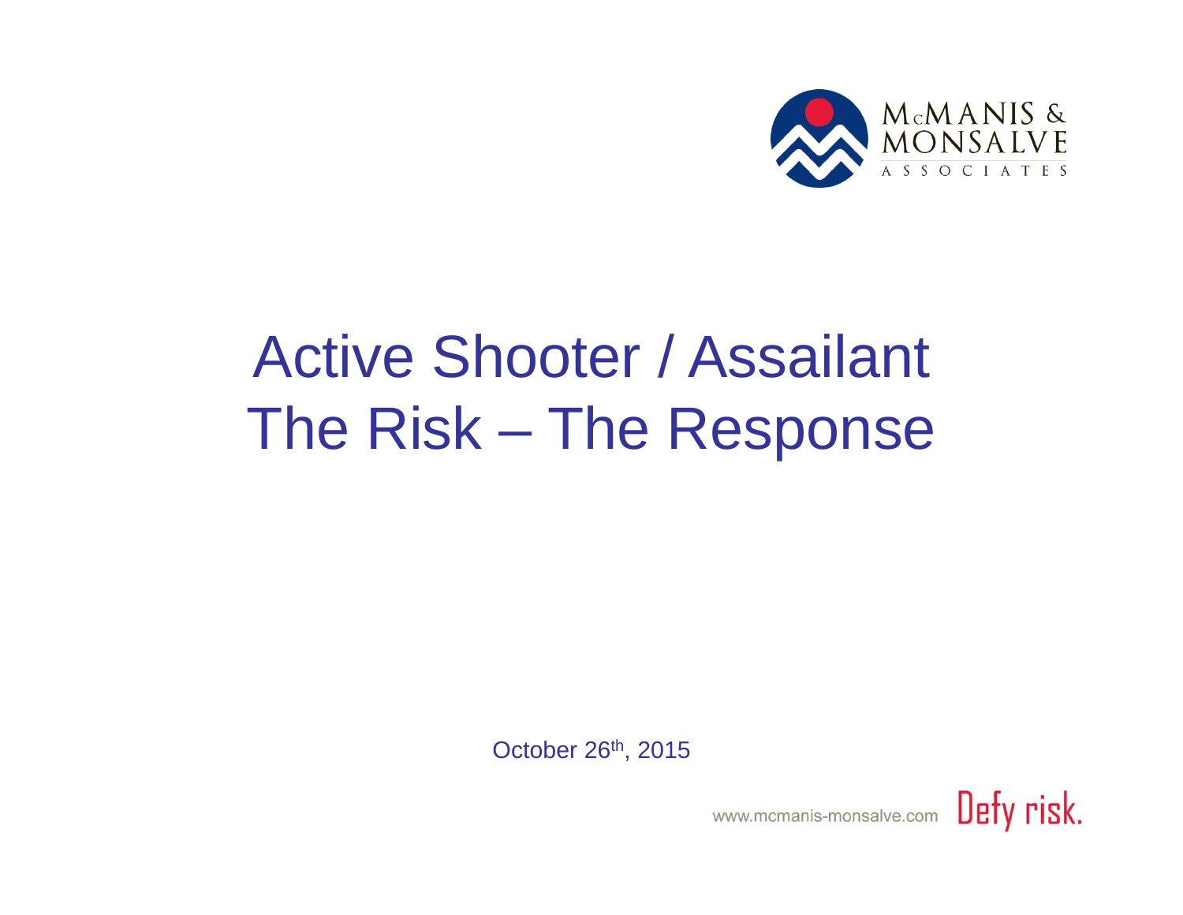McMANIS & MONSALVE ASSOCIATES

# Active Shooter / Assailant The Risk – The Response

October 26th, 2015

www.mcmanis-monsalve.com Defy risk.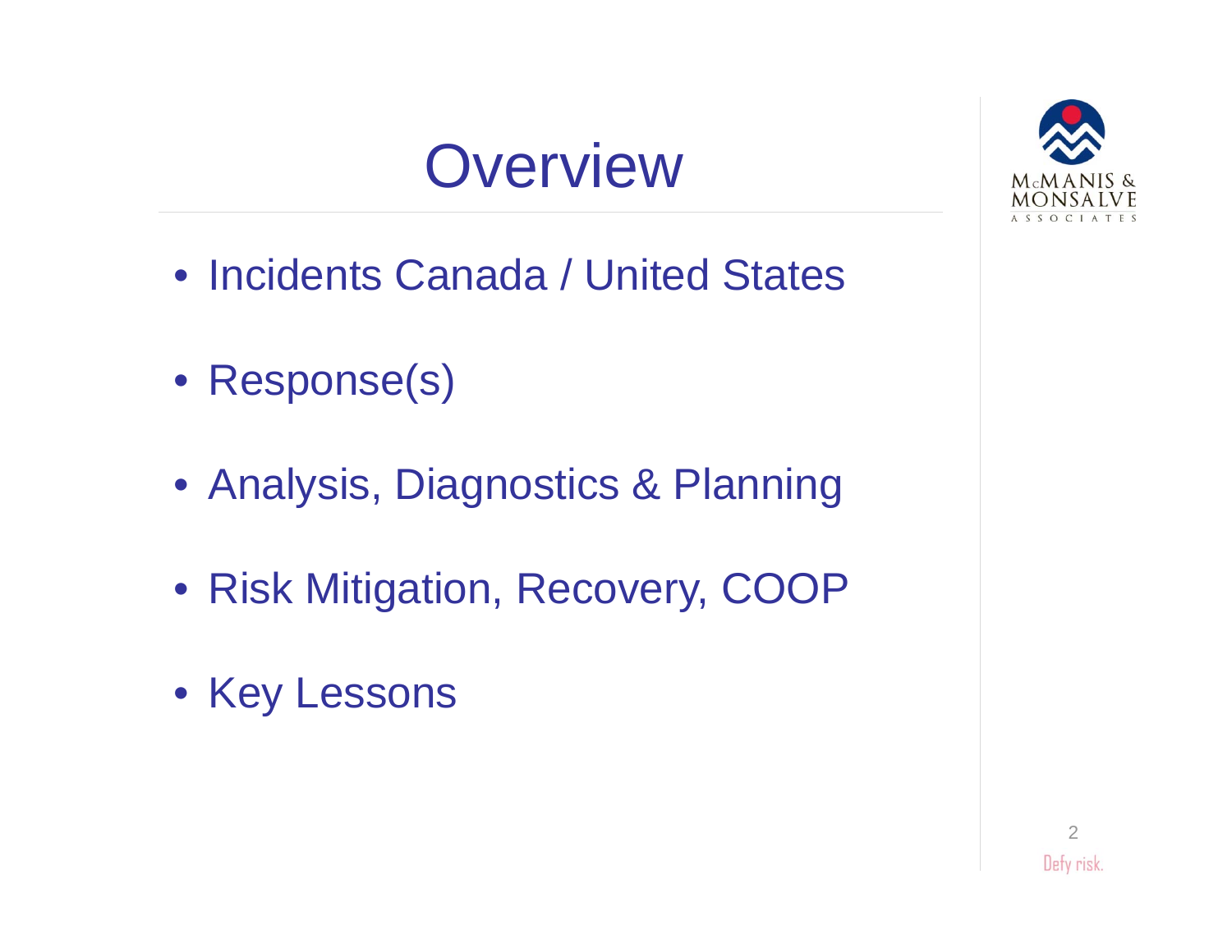# Overview

- Incidents Canada / United States
- Response(s)
- Analysis, Diagnostics & Planning
- Risk Mitigation, Recovery, COOP
- Key Lessons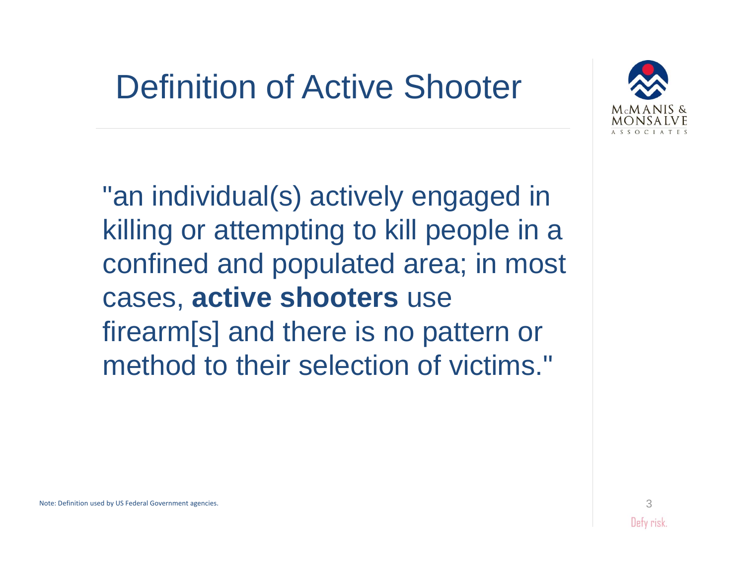# Definition of Active Shooter

"an individual(s) actively engaged in killing or attempting to kill people in a confined and populated area; in most cases, **active shooters** use firearm[s] and there is no pattern or method to their selection of victims."

Note: Definition used by US Federal Government agencies.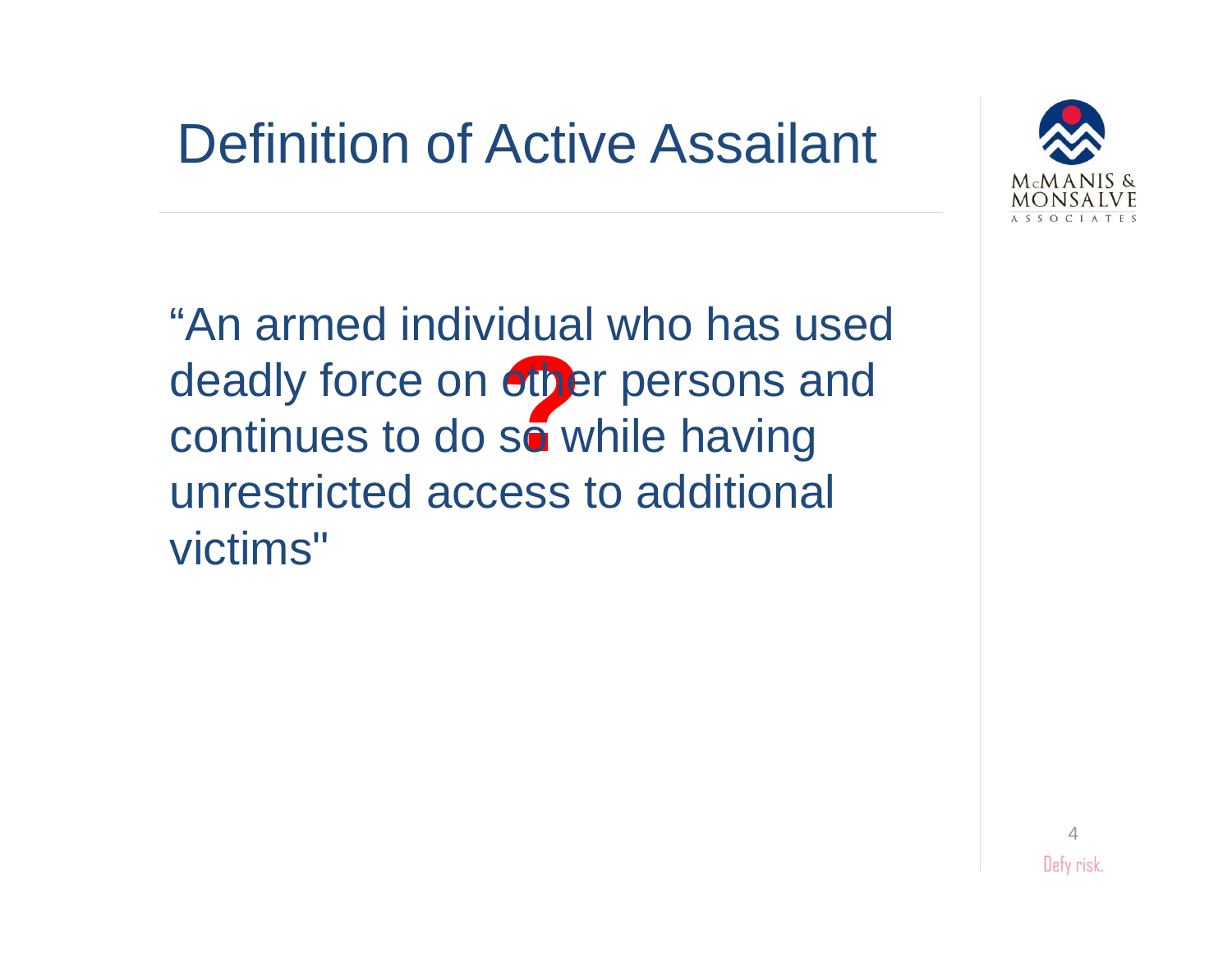# Definition of Active Assailant

"An armed individual who has used deadly force on other persons and continues to do so while having unrestricted access to additional victims"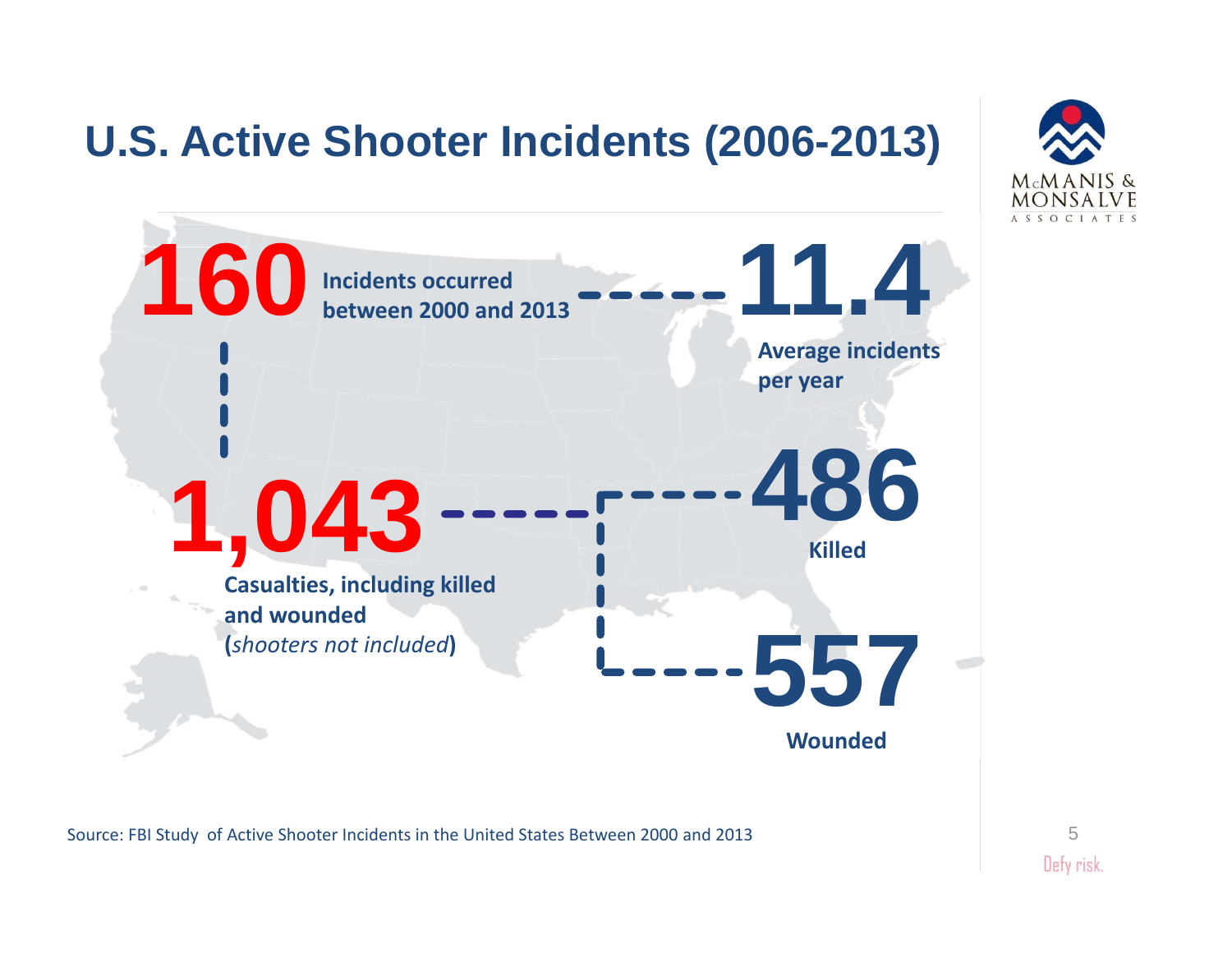# U.S. Active Shooter Incidents (2006-2013)

**160** Incidents occurred between 2000 and 2013

**11.4** Average incidents per year

**1,043** Casualties, including killed and wounded (*shooters not included*)

**486** Killed

**557** Wounded

Source: FBI Study of Active Shooter Incidents in the United States Between 2000 and 2013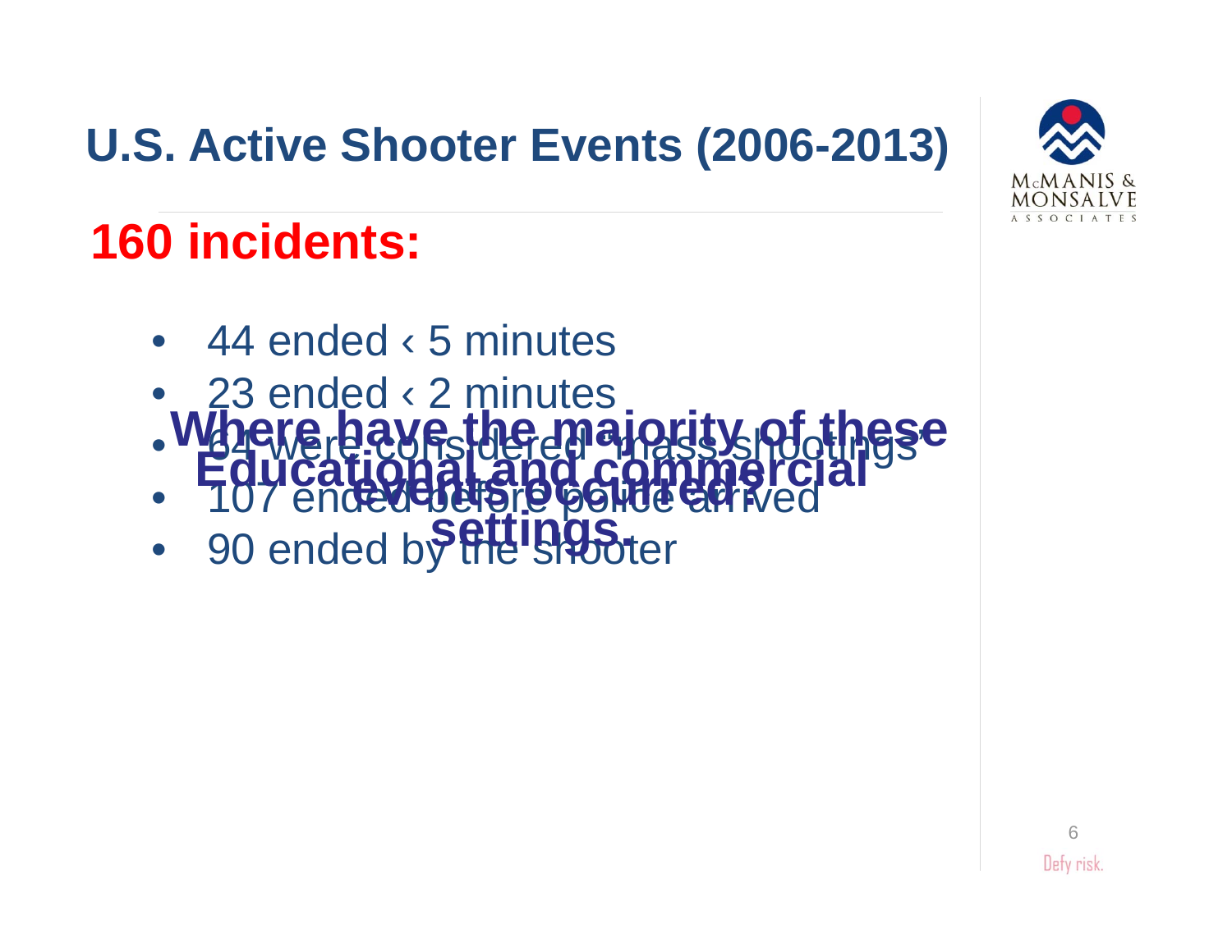# U.S. Active Shooter Events (2006-2013)

## 160 incidents:

- 44 ended ‹ 5 minutes
- 23 ended ‹ 2 minutes
- 64 were considered "mass shootings"
- 107 ended before police arrived
- 90 ended by the shooter

**Where have the majority of these events occurred?**

**Educational and commercial settings.**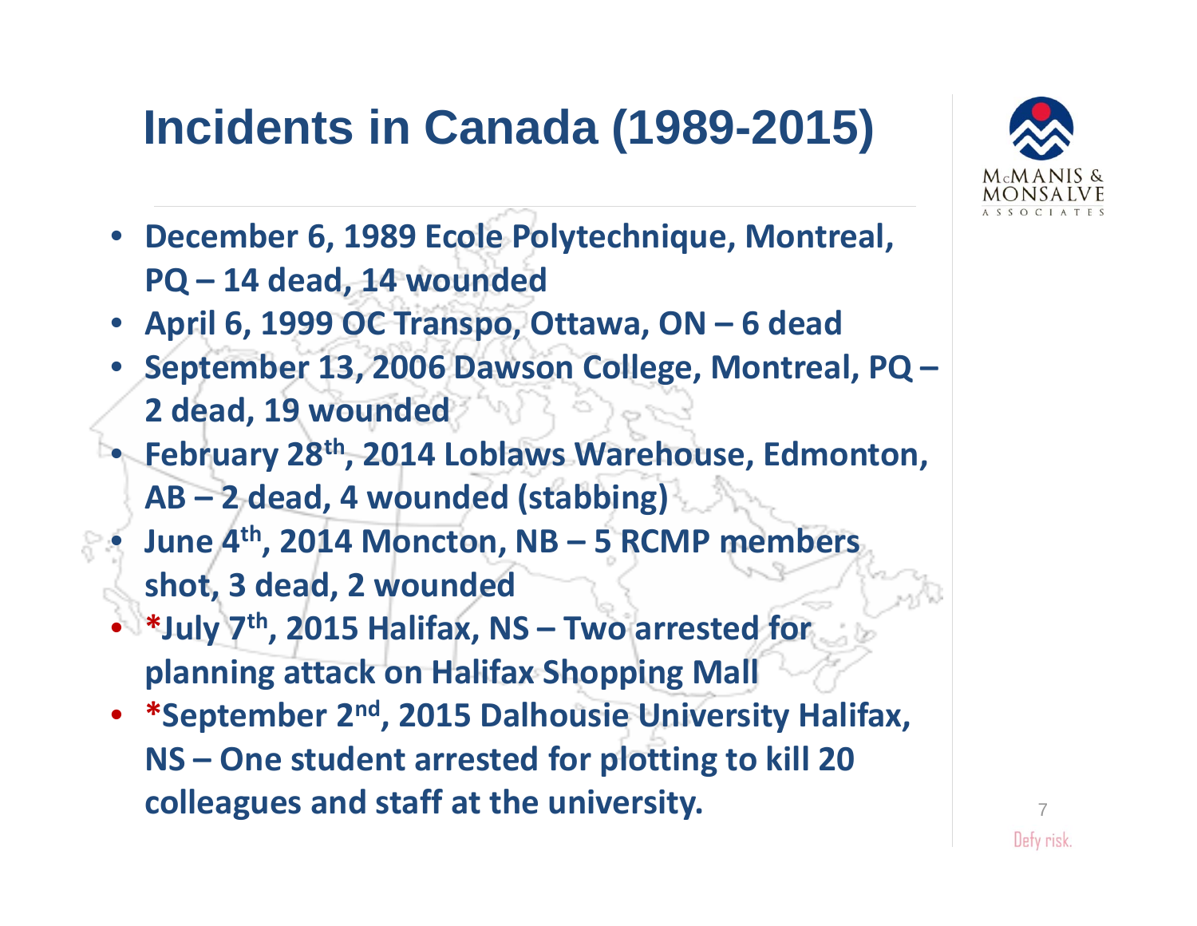# Incidents in Canada (1989-2015)

- **December 6, 1989 Ecole Polytechnique, Montreal, PQ – 14 dead, 14 wounded**
- **April 6, 1999 OC Transpo, Ottawa, ON – 6 dead**
- **September 13, 2006 Dawson College, Montreal, PQ – 2 dead, 19 wounded**
- **February 28th, 2014 Loblaws Warehouse, Edmonton, AB – 2 dead, 4 wounded (stabbing)**
- **June 4th, 2014 Moncton, NB – 5 RCMP members shot, 3 dead, 2 wounded**
- ***July 7th, 2015 Halifax, NS – Two arrested for planning attack on Halifax Shopping Mall**
- ***September 2nd, 2015 Dalhousie University Halifax, NS – One student arrested for plotting to kill 20 colleagues and staff at the university.**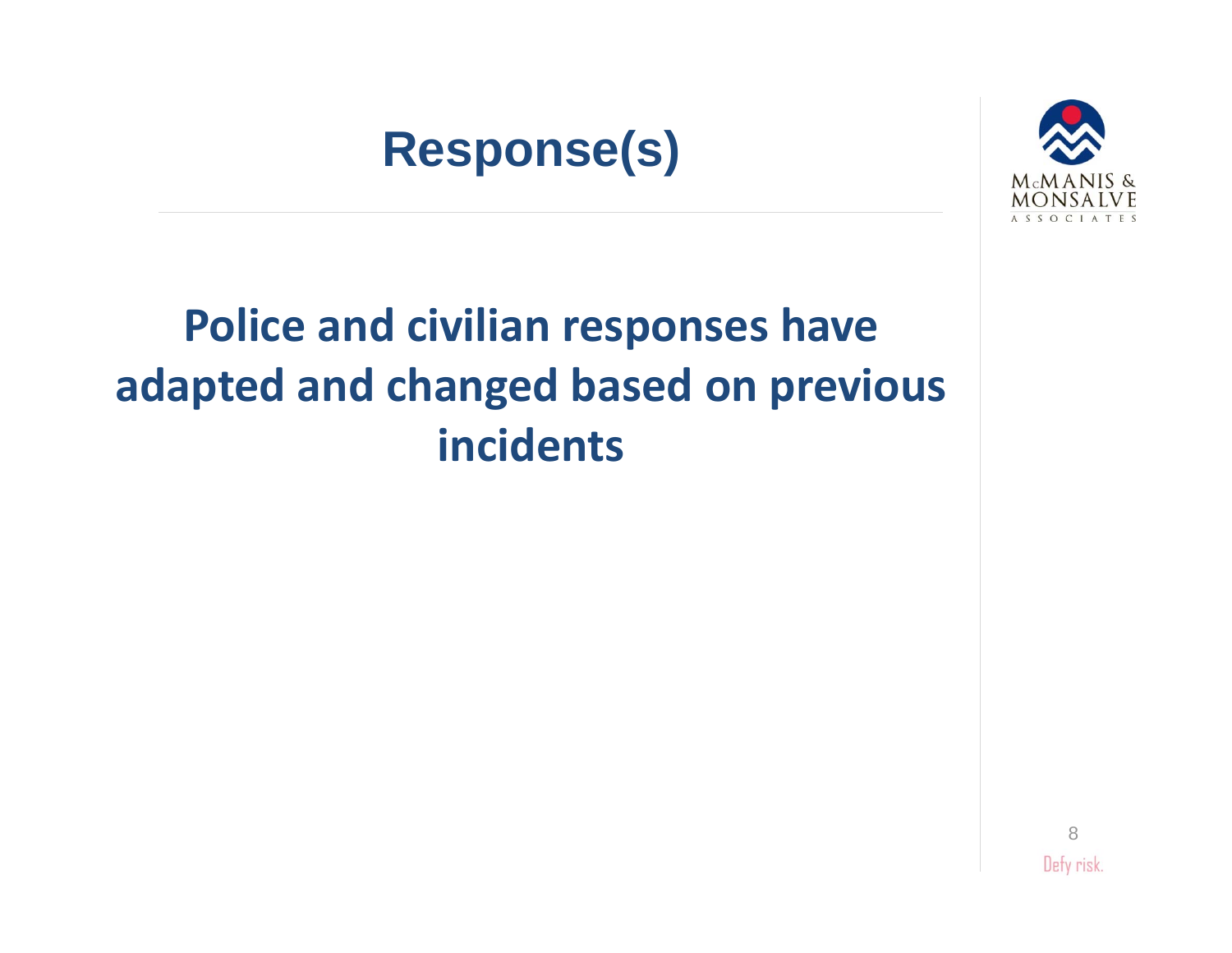# Response(s)

**Police and civilian responses have adapted and changed based on previous incidents**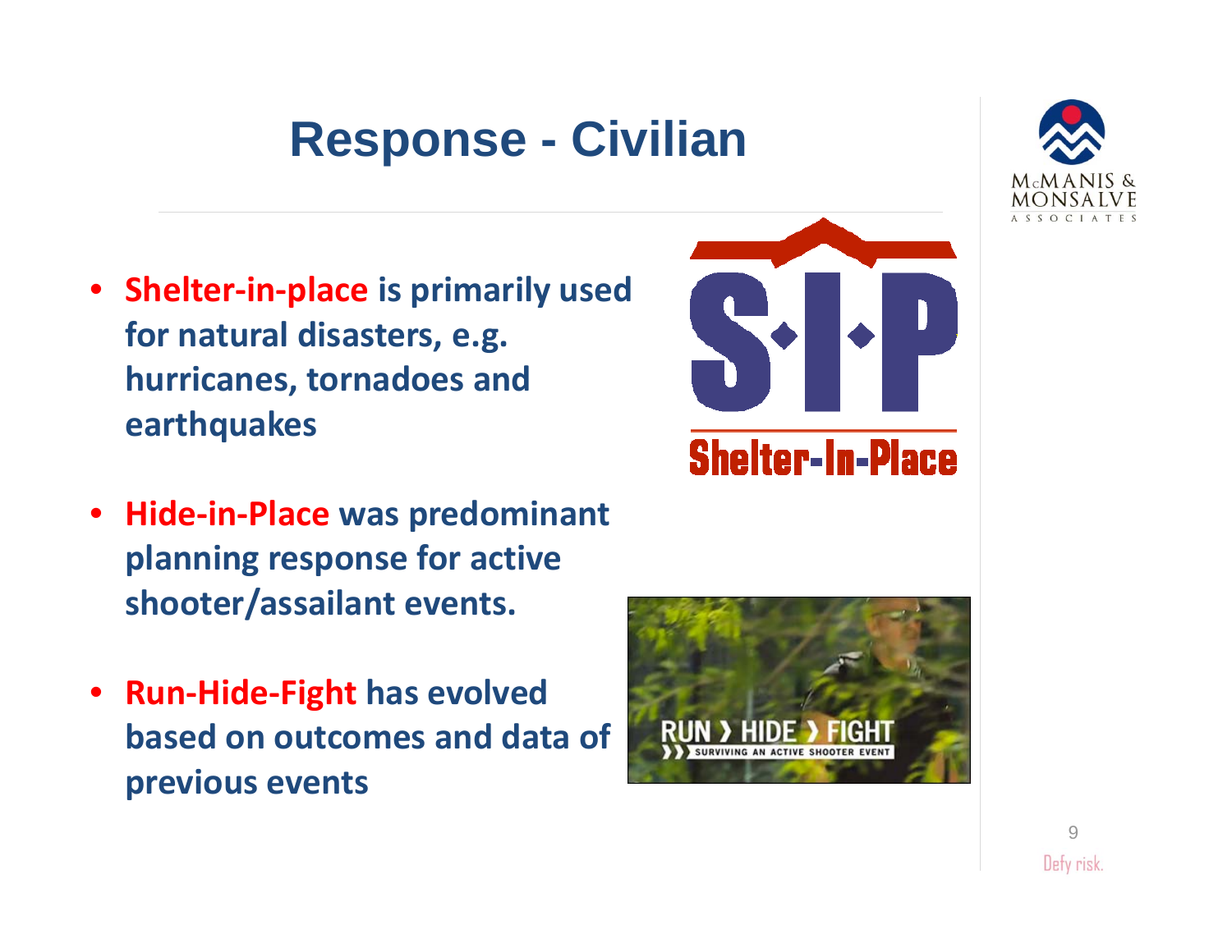# Response - Civilian

- **Shelter-in-place is primarily used for natural disasters, e.g. hurricanes, tornadoes and earthquakes**
- **Hide-in-Place was predominant planning response for active shooter/assailant events.**
- **Run-Hide-Fight has evolved based on outcomes and data of previous events**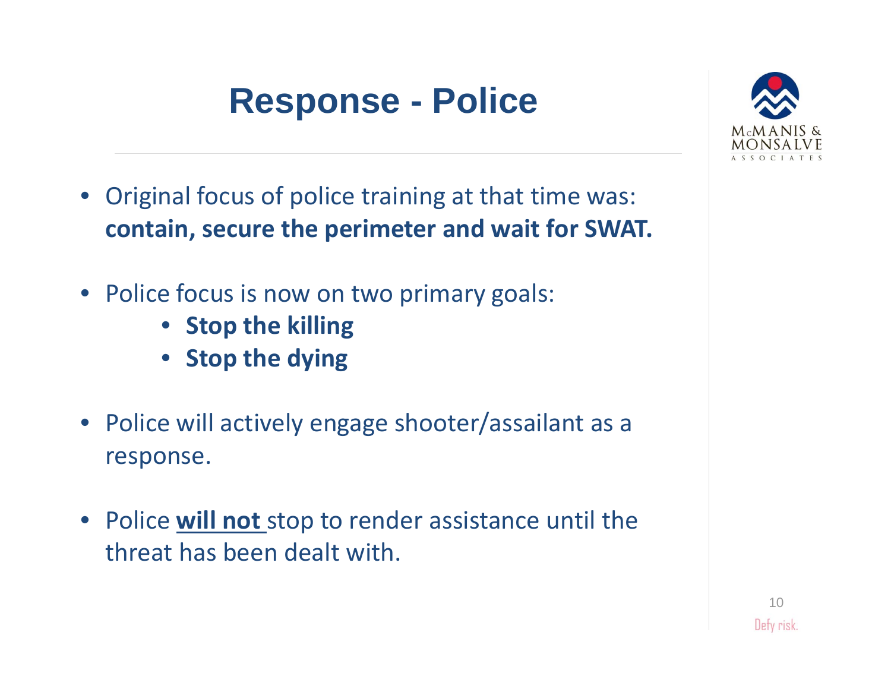# Response - Police

- Original focus of police training at that time was: **contain, secure the perimeter and wait for SWAT.**

- Police focus is now on two primary goals:
  - **Stop the killing**
  - **Stop the dying**

- Police will actively engage shooter/assailant as a response.

- Police <u>**will not**</u> stop to render assistance until the threat has been dealt with.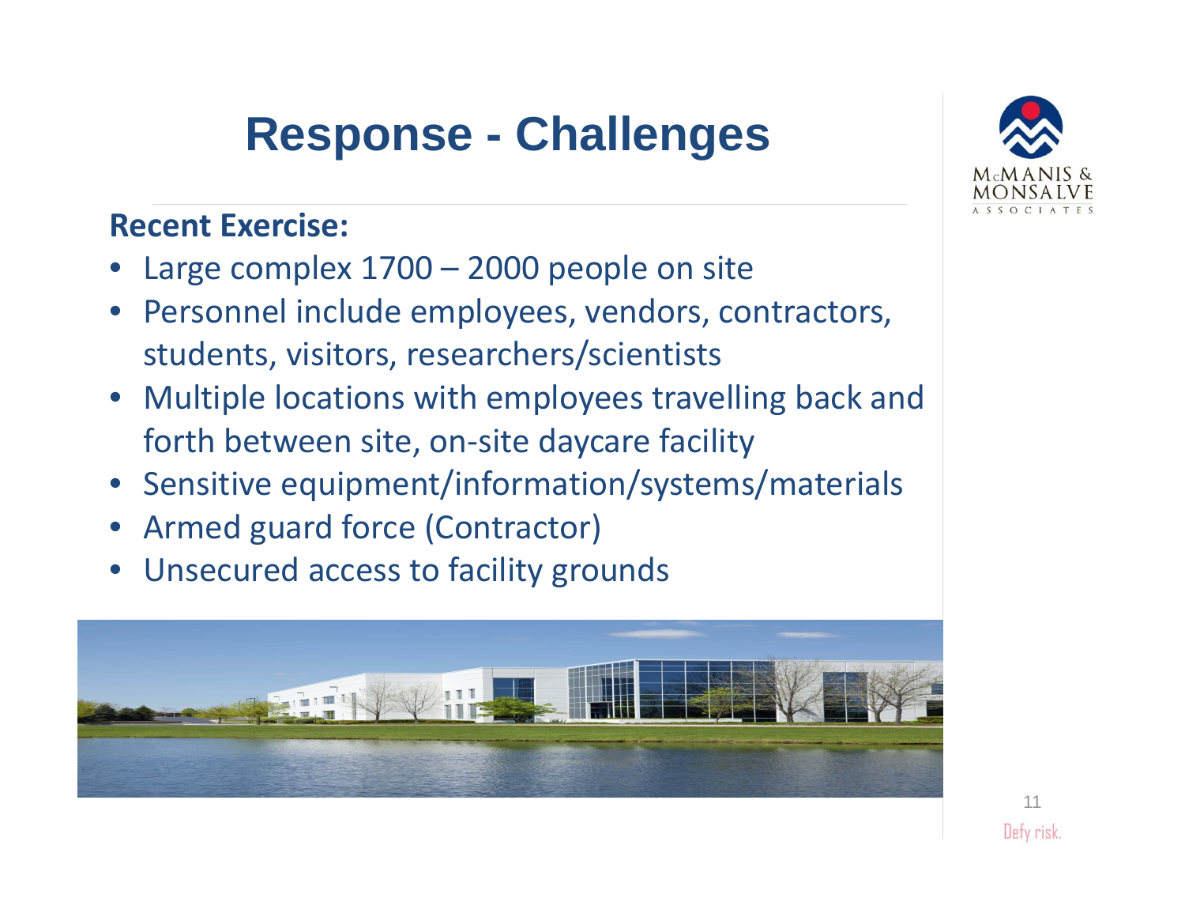# Response - Challenges

**Recent Exercise:**

- Large complex 1700 – 2000 people on site
- Personnel include employees, vendors, contractors, students, visitors, researchers/scientists
- Multiple locations with employees travelling back and forth between site, on-site daycare facility
- Sensitive equipment/information/systems/materials
- Armed guard force (Contractor)
- Unsecured access to facility grounds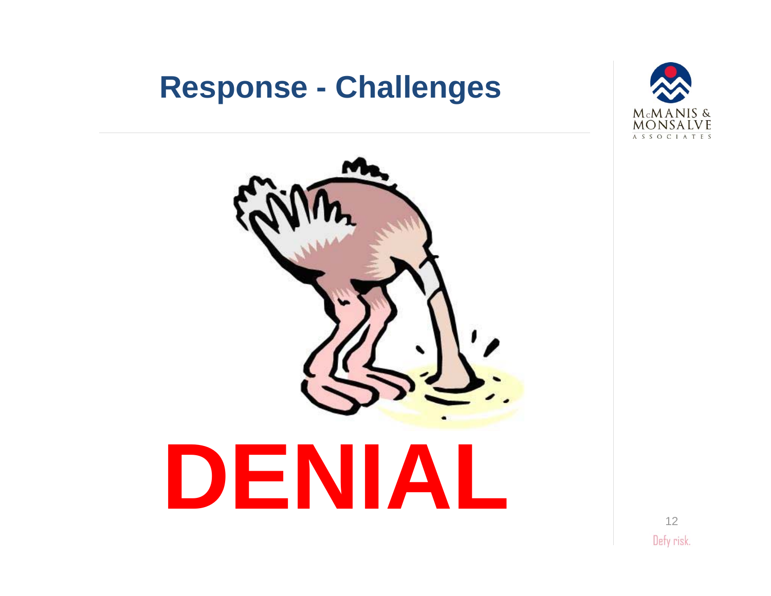# Response - Challenges

# DENIAL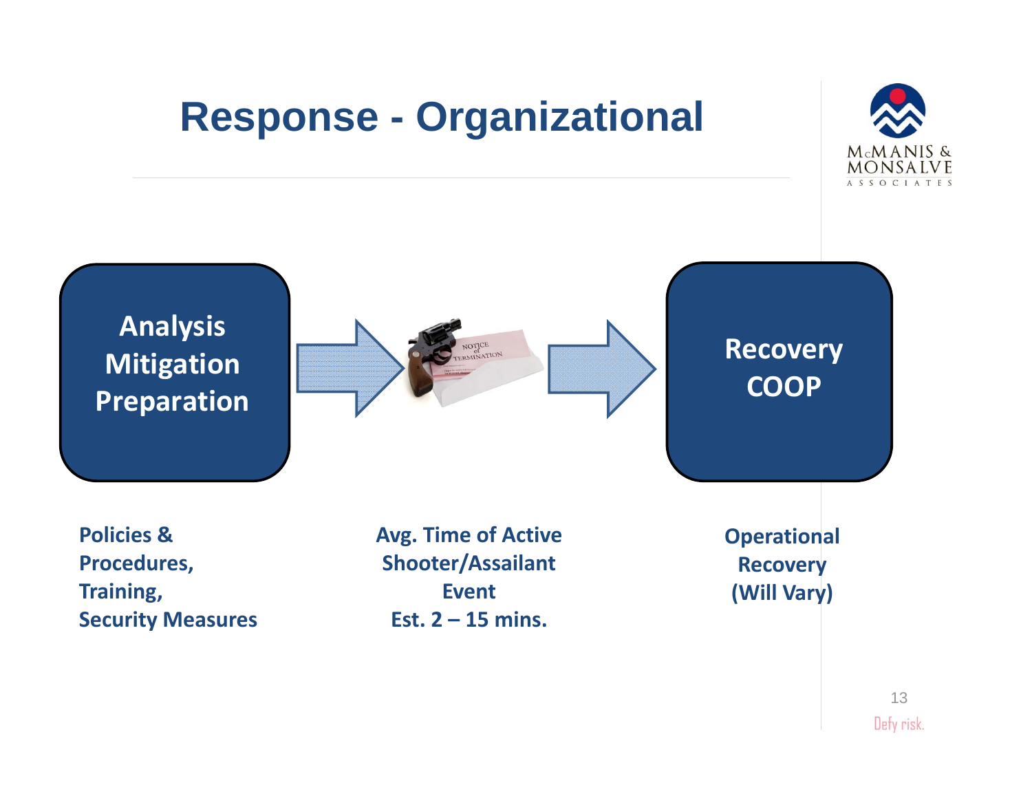# Response - Organizational

**Analysis**
**Mitigation**
**Preparation**

**Recovery**
**COOP**

**Policies & Procedures, Training, Security Measures**

**Avg. Time of Active Shooter/Assailant Event**
**Est. 2 – 15 mins.**

**Operational Recovery (Will Vary)**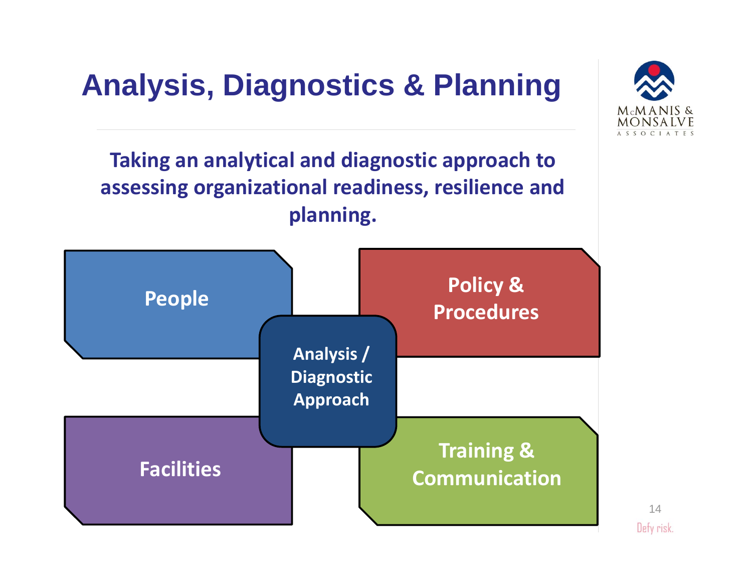# Analysis, Diagnostics & Planning

**Taking an analytical and diagnostic approach to assessing organizational readiness, resilience and planning.**

- People
- Policy & Procedures
- Analysis / Diagnostic Approach
- Facilities
- Training & Communication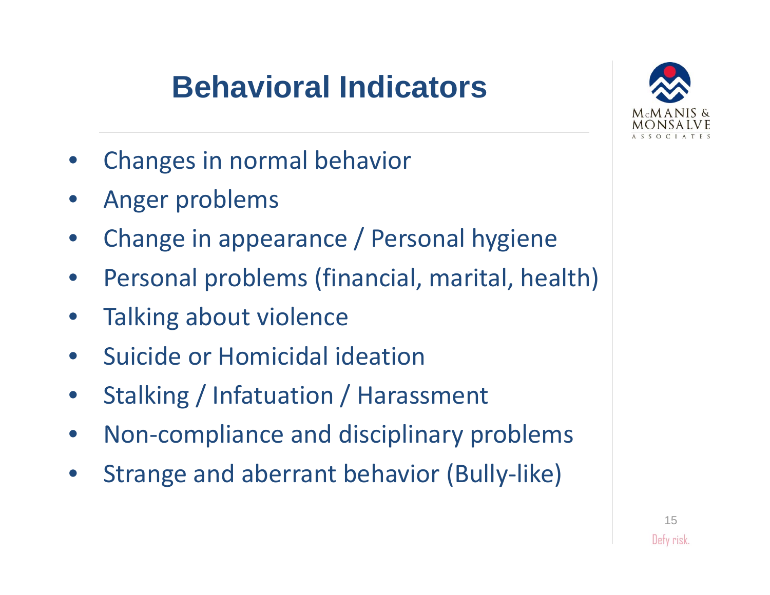# Behavioral Indicators

- Changes in normal behavior
- Anger problems
- Change in appearance / Personal hygiene
- Personal problems (financial, marital, health)
- Talking about violence
- Suicide or Homicidal ideation
- Stalking / Infatuation / Harassment
- Non-compliance and disciplinary problems
- Strange and aberrant behavior (Bully-like)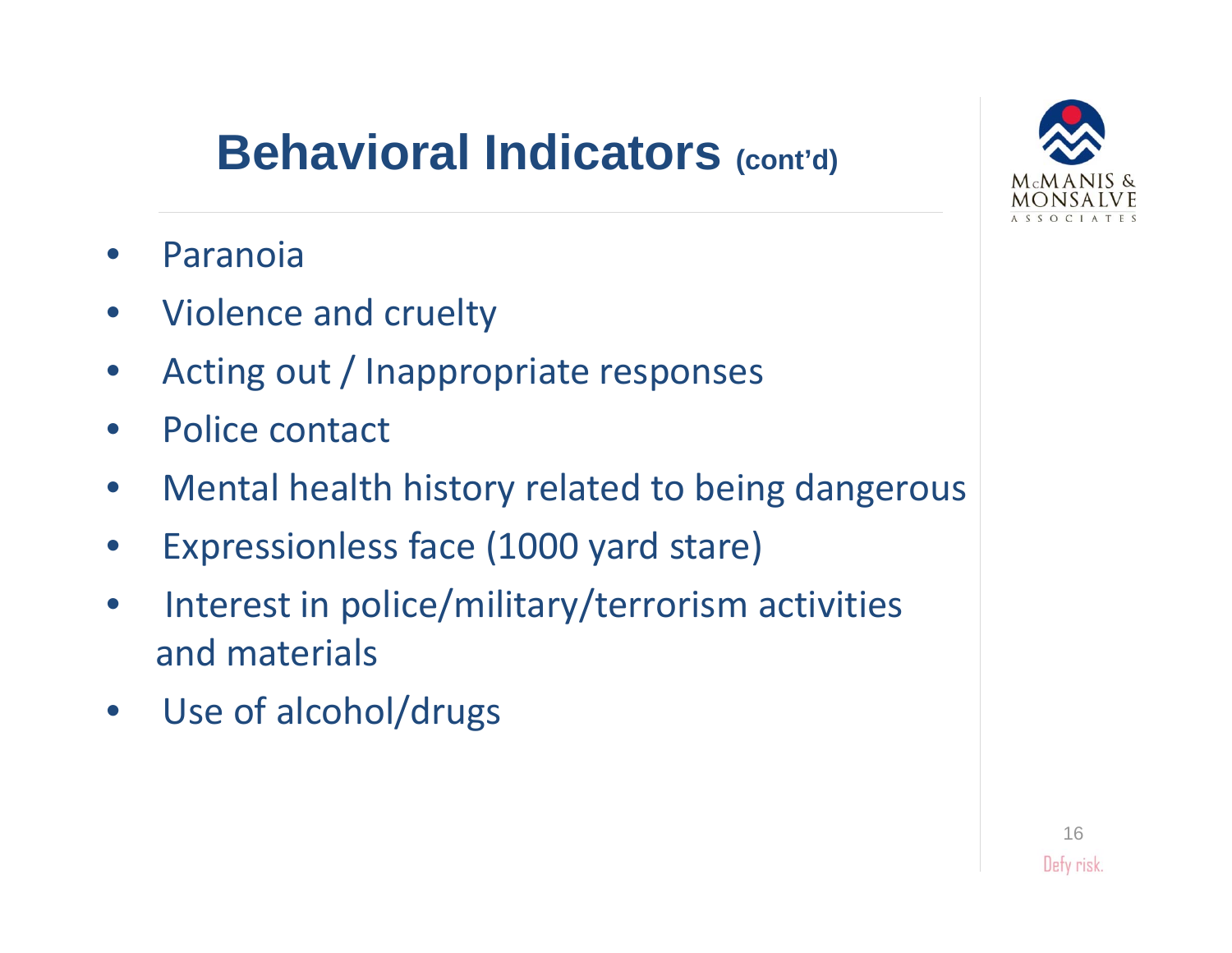# Behavioral Indicators (cont'd)

- Paranoia
- Violence and cruelty
- Acting out / Inappropriate responses
- Police contact
- Mental health history related to being dangerous
- Expressionless face (1000 yard stare)
- Interest in police/military/terrorism activities and materials
- Use of alcohol/drugs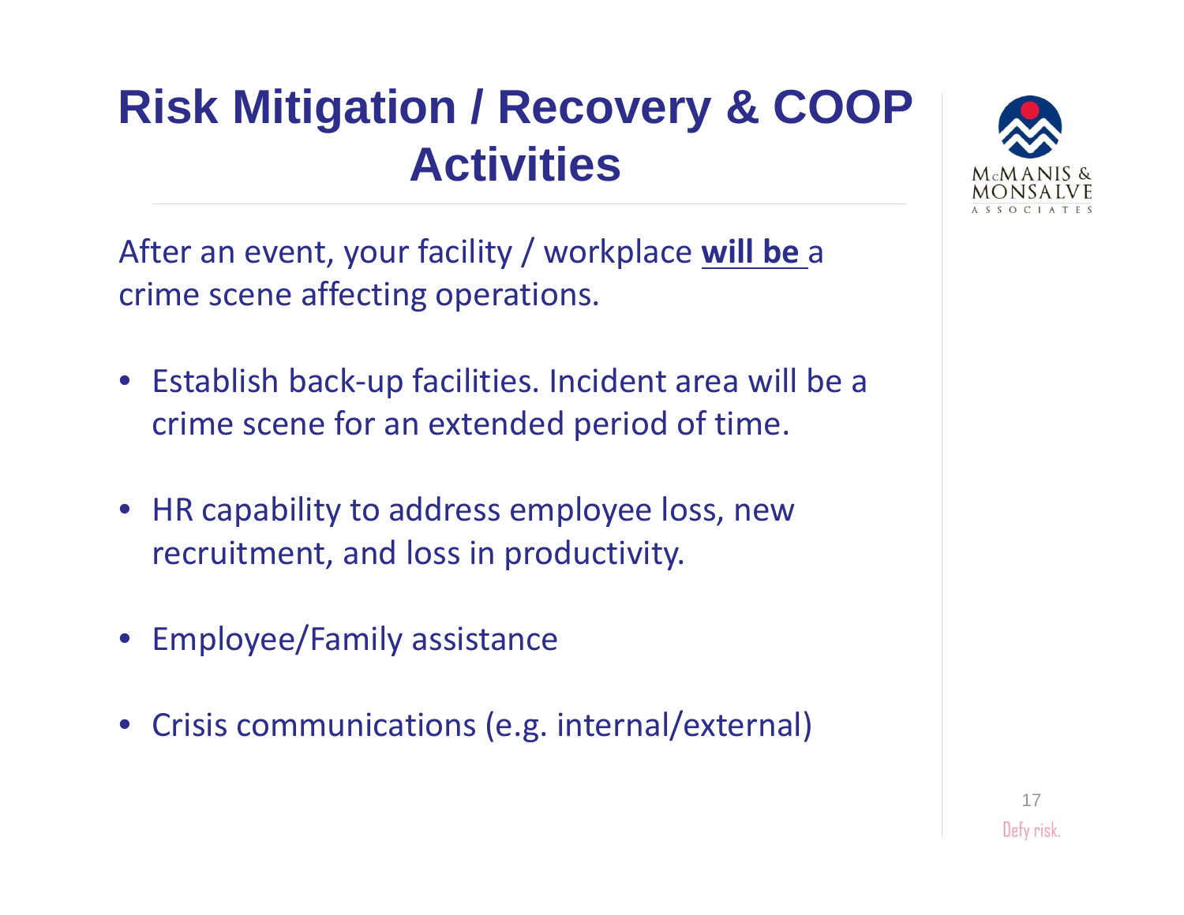# Risk Mitigation / Recovery & COOP Activities

After an event, your facility / workplace **will be** a crime scene affecting operations.

- Establish back-up facilities. Incident area will be a crime scene for an extended period of time.
- HR capability to address employee loss, new recruitment, and loss in productivity.
- Employee/Family assistance
- Crisis communications (e.g. internal/external)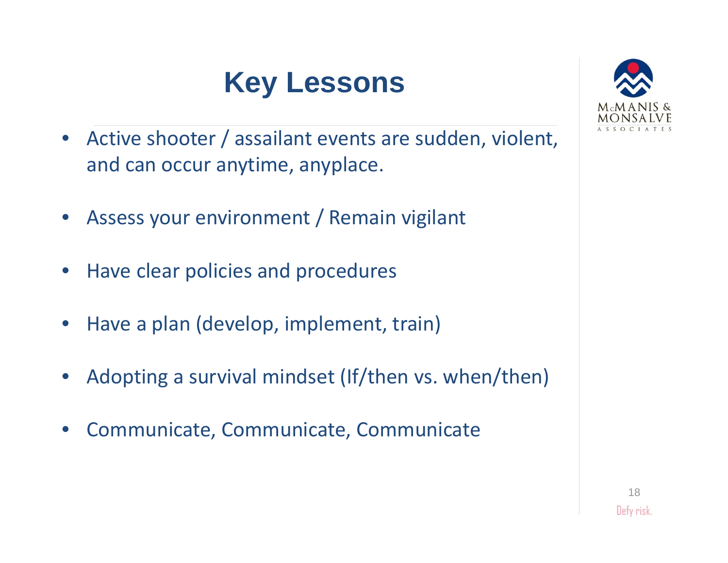# Key Lessons

- Active shooter / assailant events are sudden, violent, and can occur anytime, anyplace.
- Assess your environment / Remain vigilant
- Have clear policies and procedures
- Have a plan (develop, implement, train)
- Adopting a survival mindset (If/then vs. when/then)
- Communicate, Communicate, Communicate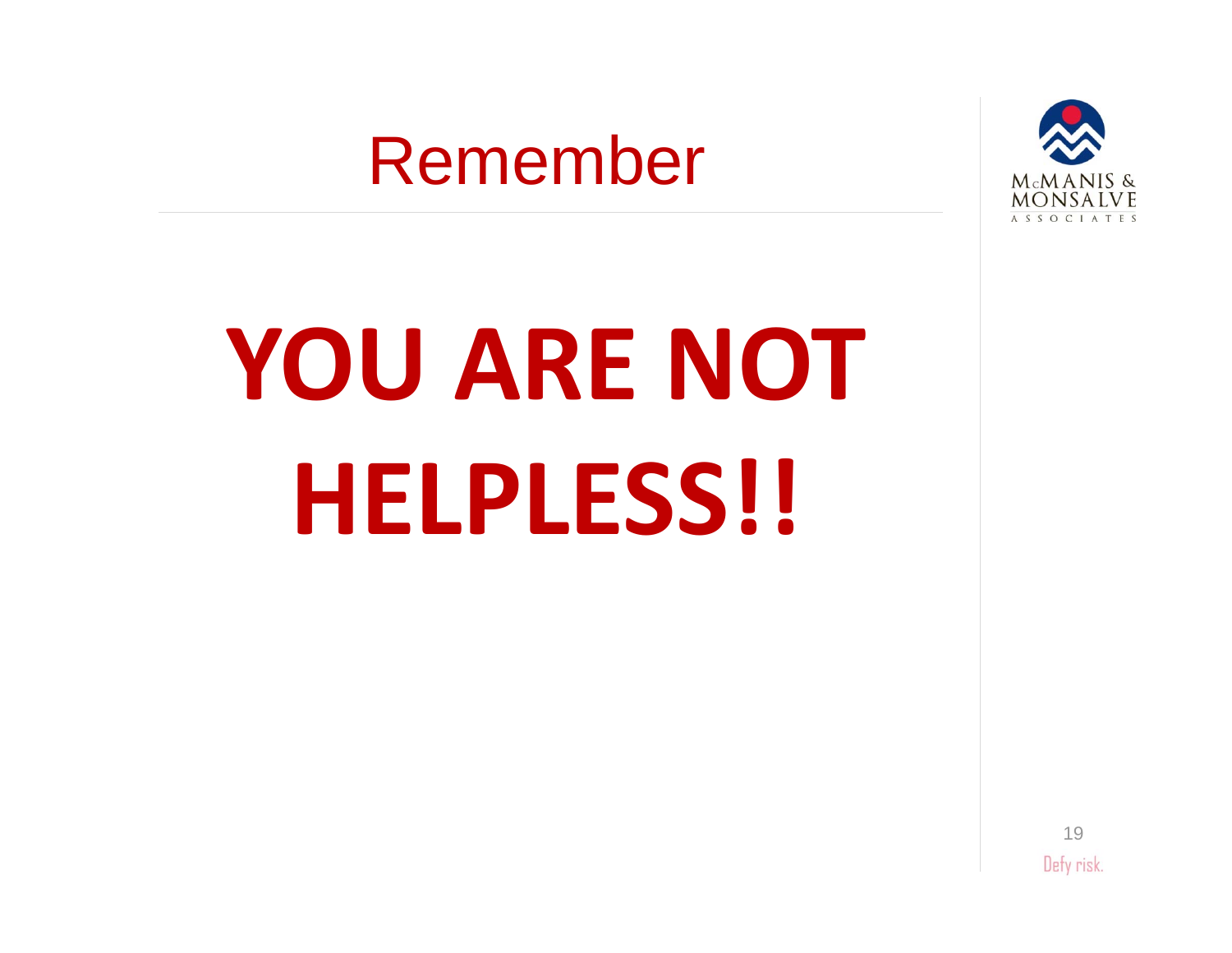# Remember

# YOU ARE NOT HELPLESS!!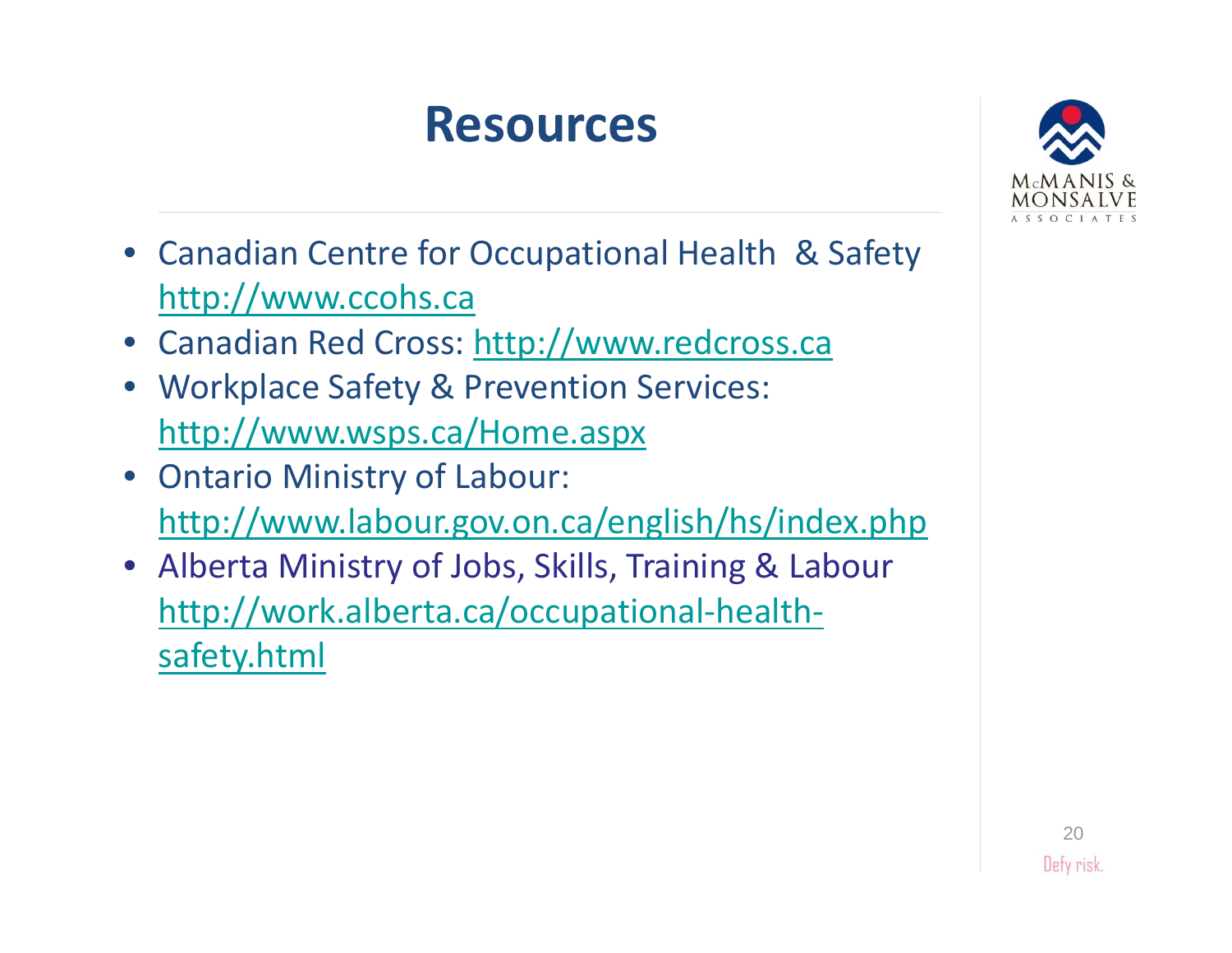# Resources

- Canadian Centre for Occupational Health & Safety http://www.ccohs.ca
- Canadian Red Cross: http://www.redcross.ca
- Workplace Safety & Prevention Services: http://www.wsps.ca/Home.aspx
- Ontario Ministry of Labour: http://www.labour.gov.on.ca/english/hs/index.php
- Alberta Ministry of Jobs, Skills, Training & Labour http://work.alberta.ca/occupational-health-safety.html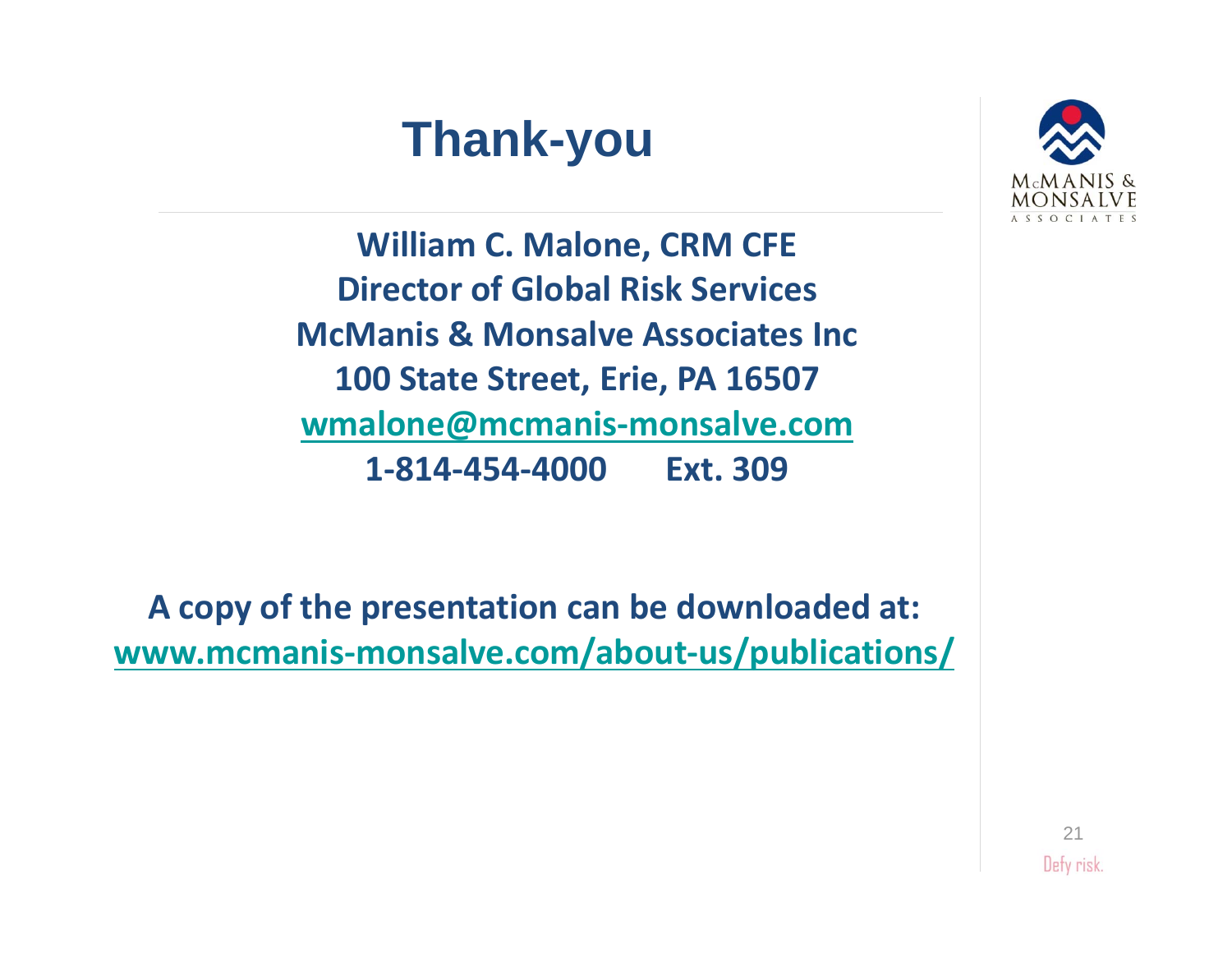# Thank-you

**William C. Malone, CRM CFE**
**Director of Global Risk Services**
**McManis & Monsalve Associates Inc**
**100 State Street, Erie, PA 16507**
**wmalone@mcmanis-monsalve.com**
**1-814-454-4000 Ext. 309**

**A copy of the presentation can be downloaded at:**
**www.mcmanis-monsalve.com/about-us/publications/**

McMANIS & MONSALVE ASSOCIATES

Defy risk.